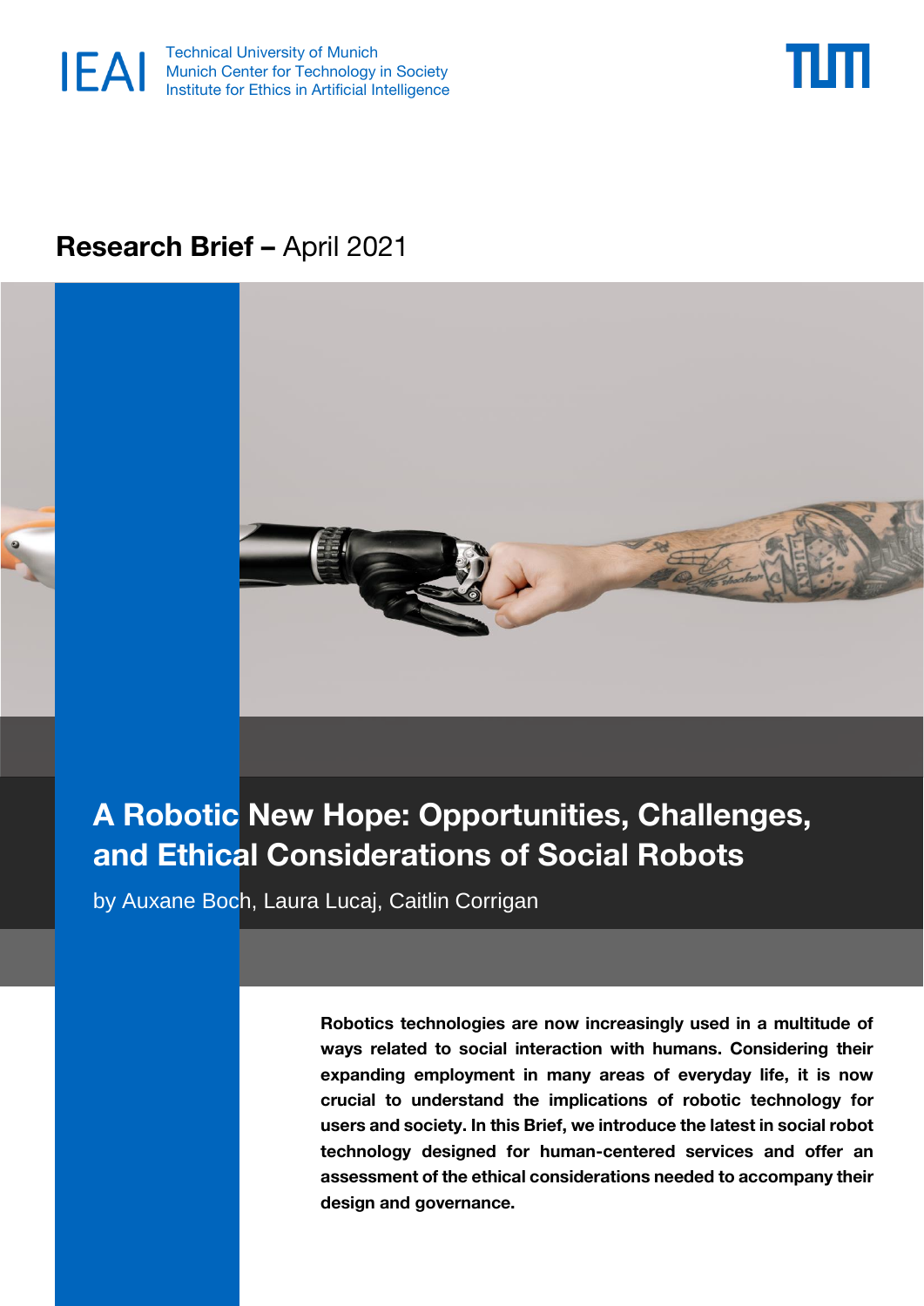IEAI Technical University of Munich
Munich Center for Technology in Society
Institute for Ethics in Artificial Intelligence

TUM

**Research Brief –** April 2021

# A Robotic New Hope: Opportunities, Challenges, and Ethical Considerations of Social Robots

by Auxane Boch, Laura Lucaj, Caitlin Corrigan

**Robotics technologies are now increasingly used in a multitude of ways related to social interaction with humans. Considering their expanding employment in many areas of everyday life, it is now crucial to understand the implications of robotic technology for users and society. In this Brief, we introduce the latest in social robot technology designed for human-centered services and offer an assessment of the ethical considerations needed to accompany their design and governance.**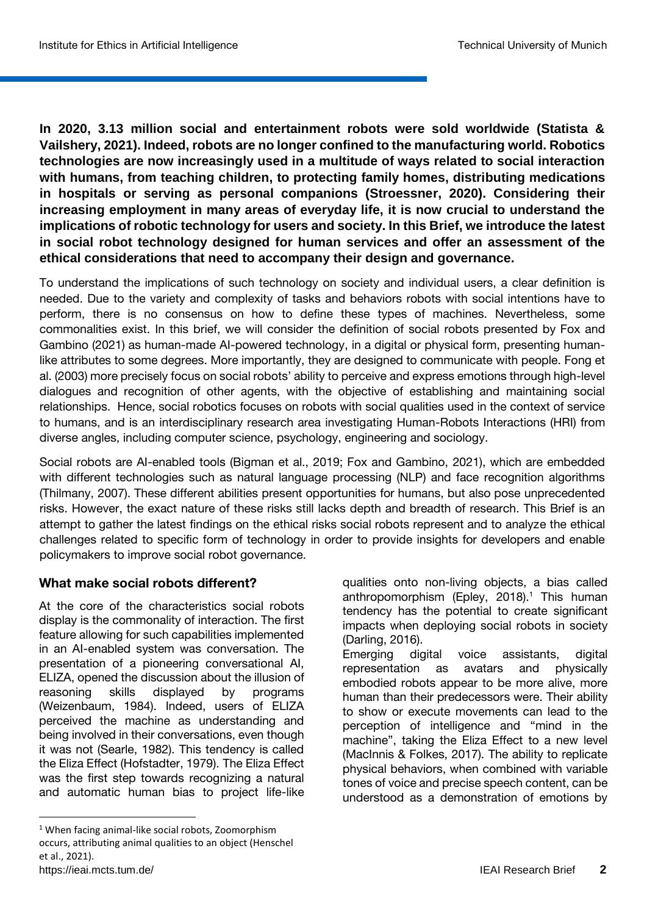**In 2020, 3.13 million social and entertainment robots were sold worldwide (Statista & Vailshery, 2021). Indeed, robots are no longer confined to the manufacturing world. Robotics technologies are now increasingly used in a multitude of ways related to social interaction with humans, from teaching children, to protecting family homes, distributing medications in hospitals or serving as personal companions (Stroessner, 2020). Considering their increasing employment in many areas of everyday life, it is now crucial to understand the implications of robotic technology for users and society. In this Brief, we introduce the latest in social robot technology designed for human services and offer an assessment of the ethical considerations that need to accompany their design and governance.**

To understand the implications of such technology on society and individual users, a clear definition is needed. Due to the variety and complexity of tasks and behaviors robots with social intentions have to perform, there is no consensus on how to define these types of machines. Nevertheless, some commonalities exist. In this brief, we will consider the definition of social robots presented by Fox and Gambino (2021) as human-made AI-powered technology, in a digital or physical form, presenting human-like attributes to some degrees. More importantly, they are designed to communicate with people. Fong et al. (2003) more precisely focus on social robots' ability to perceive and express emotions through high-level dialogues and recognition of other agents, with the objective of establishing and maintaining social relationships. Hence, social robotics focuses on robots with social qualities used in the context of service to humans, and is an interdisciplinary research area investigating Human-Robots Interactions (HRI) from diverse angles, including computer science, psychology, engineering and sociology.

Social robots are AI-enabled tools (Bigman et al., 2019; Fox and Gambino, 2021), which are embedded with different technologies such as natural language processing (NLP) and face recognition algorithms (Thilmany, 2007). These different abilities present opportunities for humans, but also pose unprecedented risks. However, the exact nature of these risks still lacks depth and breadth of research. This Brief is an attempt to gather the latest findings on the ethical risks social robots represent and to analyze the ethical challenges related to specific form of technology in order to provide insights for developers and enable policymakers to improve social robot governance.

## What make social robots different?

At the core of the characteristics social robots display is the commonality of interaction. The first feature allowing for such capabilities implemented in an AI-enabled system was conversation. The presentation of a pioneering conversational AI, ELIZA, opened the discussion about the illusion of reasoning skills displayed by programs (Weizenbaum, 1984). Indeed, users of ELIZA perceived the machine as understanding and being involved in their conversations, even though it was not (Searle, 1982). This tendency is called the Eliza Effect (Hofstadter, 1979). The Eliza Effect was the first step towards recognizing a natural and automatic human bias to project life-like qualities onto non-living objects, a bias called anthropomorphism (Epley, 2018).[1] This human tendency has the potential to create significant impacts when deploying social robots in society (Darling, 2016).

Emerging digital voice assistants, digital representation as avatars and physically embodied robots appear to be more alive, more human than their predecessors were. Their ability to show or execute movements can lead to the perception of intelligence and "mind in the machine", taking the Eliza Effect to a new level (MacInnis & Folkes, 2017). The ability to replicate physical behaviors, when combined with variable tones of voice and precise speech content, can be understood as a demonstration of emotions by

[1] When facing animal-like social robots, Zoomorphism occurs, attributing animal qualities to an object (Henschel et al., 2021).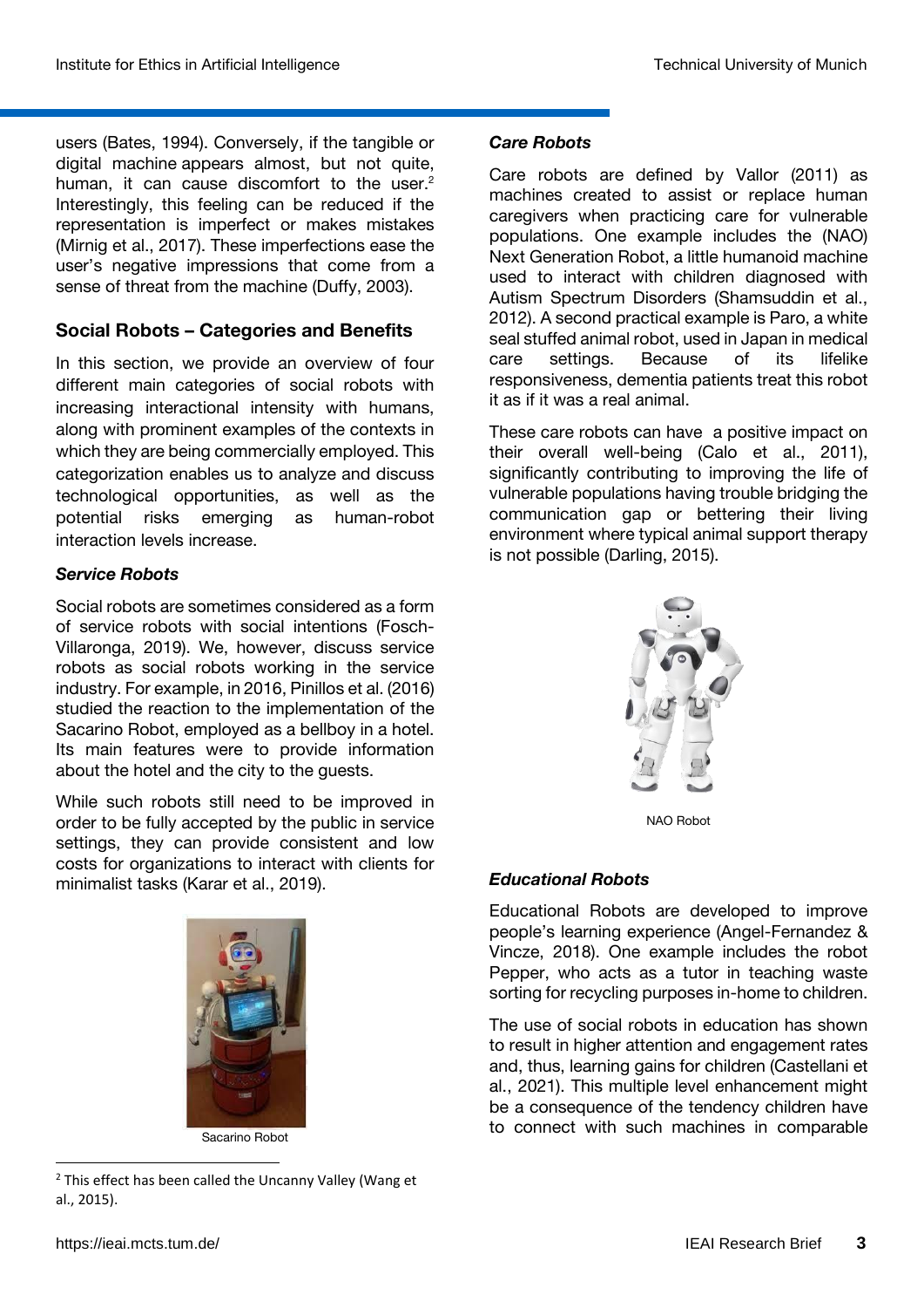users (Bates, 1994). Conversely, if the tangible or digital machine appears almost, but not quite, human, it can cause discomfort to the user.[2] Interestingly, this feeling can be reduced if the representation is imperfect or makes mistakes (Mirnig et al., 2017). These imperfections ease the user's negative impressions that come from a sense of threat from the machine (Duffy, 2003).

## Social Robots – Categories and Benefits

In this section, we provide an overview of four different main categories of social robots with increasing interactional intensity with humans, along with prominent examples of the contexts in which they are being commercially employed. This categorization enables us to analyze and discuss technological opportunities, as well as the potential risks emerging as human-robot interaction levels increase.

### *Service Robots*

Social robots are sometimes considered as a form of service robots with social intentions (Fosch-Villaronga, 2019). We, however, discuss service robots as social robots working in the service industry. For example, in 2016, Pinillos et al. (2016) studied the reaction to the implementation of the Sacarino Robot, employed as a bellboy in a hotel. Its main features were to provide information about the hotel and the city to the guests.

While such robots still need to be improved in order to be fully accepted by the public in service settings, they can provide consistent and low costs for organizations to interact with clients for minimalist tasks (Karar et al., 2019).

Sacarino Robot

[2] This effect has been called the Uncanny Valley (Wang et al., 2015).

### *Care Robots*

Care robots are defined by Vallor (2011) as machines created to assist or replace human caregivers when practicing care for vulnerable populations. One example includes the (NAO) Next Generation Robot, a little humanoid machine used to interact with children diagnosed with Autism Spectrum Disorders (Shamsuddin et al., 2012). A second practical example is Paro, a white seal stuffed animal robot, used in Japan in medical care settings. Because of its lifelike responsiveness, dementia patients treat this robot it as if it was a real animal.

These care robots can have a positive impact on their overall well-being (Calo et al., 2011), significantly contributing to improving the life of vulnerable populations having trouble bridging the communication gap or bettering their living environment where typical animal support therapy is not possible (Darling, 2015).

NAO Robot

### *Educational Robots*

Educational Robots are developed to improve people's learning experience (Angel-Fernandez & Vincze, 2018). One example includes the robot Pepper, who acts as a tutor in teaching waste sorting for recycling purposes in-home to children.

The use of social robots in education has shown to result in higher attention and engagement rates and, thus, learning gains for children (Castellani et al., 2021). This multiple level enhancement might be a consequence of the tendency children have to connect with such machines in comparable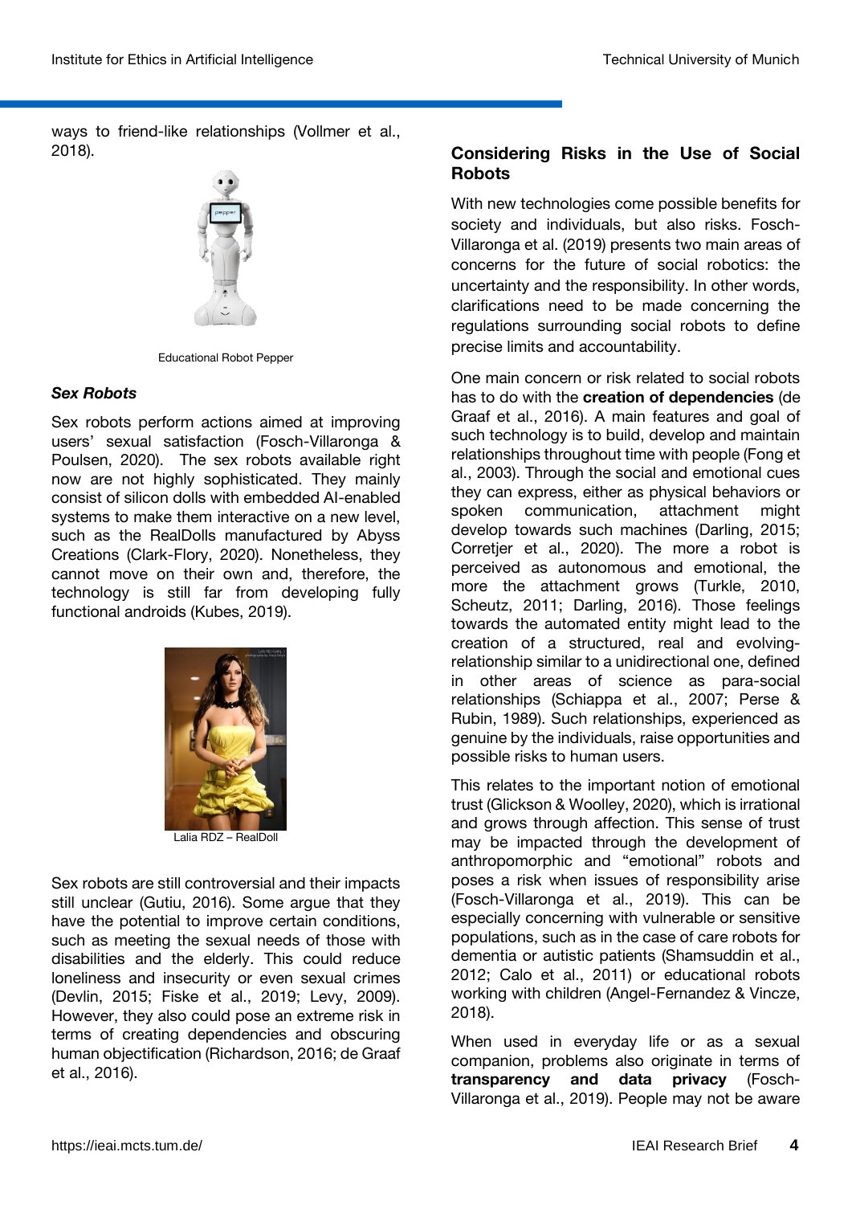ways to friend-like relationships (Vollmer et al., 2018).

Educational Robot Pepper

### *Sex Robots*

Sex robots perform actions aimed at improving users' sexual satisfaction (Fosch-Villaronga & Poulsen, 2020). The sex robots available right now are not highly sophisticated. They mainly consist of silicon dolls with embedded AI-enabled systems to make them interactive on a new level, such as the RealDolls manufactured by Abyss Creations (Clark-Flory, 2020). Nonetheless, they cannot move on their own and, therefore, the technology is still far from developing fully functional androids (Kubes, 2019).

Lalia RDZ – RealDoll

Sex robots are still controversial and their impacts still unclear (Gutiu, 2016). Some argue that they have the potential to improve certain conditions, such as meeting the sexual needs of those with disabilities and the elderly. This could reduce loneliness and insecurity or even sexual crimes (Devlin, 2015; Fiske et al., 2019; Levy, 2009). However, they also could pose an extreme risk in terms of creating dependencies and obscuring human objectification (Richardson, 2016; de Graaf et al., 2016).

## Considering Risks in the Use of Social Robots

With new technologies come possible benefits for society and individuals, but also risks. Fosch-Villaronga et al. (2019) presents two main areas of concerns for the future of social robotics: the uncertainty and the responsibility. In other words, clarifications need to be made concerning the regulations surrounding social robots to define precise limits and accountability.

One main concern or risk related to social robots has to do with the **creation of dependencies** (de Graaf et al., 2016). A main features and goal of such technology is to build, develop and maintain relationships throughout time with people (Fong et al., 2003). Through the social and emotional cues they can express, either as physical behaviors or spoken communication, attachment might develop towards such machines (Darling, 2015; Corretjer et al., 2020). The more a robot is perceived as autonomous and emotional, the more the attachment grows (Turkle, 2010, Scheutz, 2011; Darling, 2016). Those feelings towards the automated entity might lead to the creation of a structured, real and evolving-relationship similar to a unidirectional one, defined in other areas of science as para-social relationships (Schiappa et al., 2007; Perse & Rubin, 1989). Such relationships, experienced as genuine by the individuals, raise opportunities and possible risks to human users.

This relates to the important notion of emotional trust (Glickson & Woolley, 2020), which is irrational and grows through affection. This sense of trust may be impacted through the development of anthropomorphic and "emotional" robots and poses a risk when issues of responsibility arise (Fosch-Villaronga et al., 2019). This can be especially concerning with vulnerable or sensitive populations, such as in the case of care robots for dementia or autistic patients (Shamsuddin et al., 2012; Calo et al., 2011) or educational robots working with children (Angel-Fernandez & Vincze, 2018).

When used in everyday life or as a sexual companion, problems also originate in terms of **transparency and data privacy** (Fosch-Villaronga et al., 2019). People may not be aware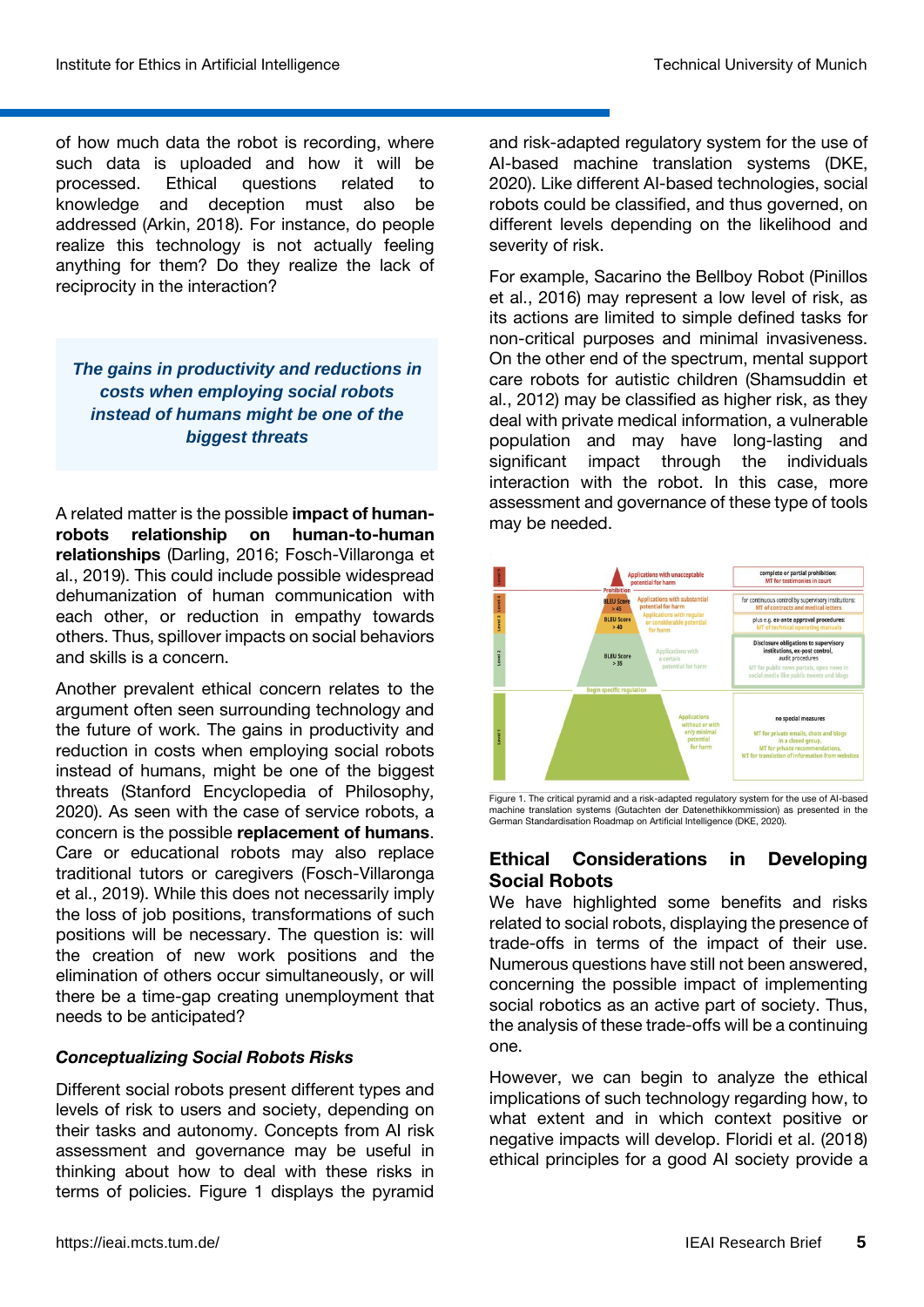of how much data the robot is recording, where such data is uploaded and how it will be processed. Ethical questions related to knowledge and deception must also be addressed (Arkin, 2018). For instance, do people realize this technology is not actually feeling anything for them? Do they realize the lack of reciprocity in the interaction?

> ***The gains in productivity and reductions in costs when employing social robots instead of humans might be one of the biggest threats***

A related matter is the possible **impact of human-robots relationship on human-to-human relationships** (Darling, 2016; Fosch-Villaronga et al., 2019). This could include possible widespread dehumanization of human communication with each other, or reduction in empathy towards others. Thus, spillover impacts on social behaviors and skills is a concern.

Another prevalent ethical concern relates to the argument often seen surrounding technology and the future of work. The gains in productivity and reduction in costs when employing social robots instead of humans, might be one of the biggest threats (Stanford Encyclopedia of Philosophy, 2020). As seen with the case of service robots, a concern is the possible **replacement of humans**. Care or educational robots may also replace traditional tutors or caregivers (Fosch-Villaronga et al., 2019). While this does not necessarily imply the loss of job positions, transformations of such positions will be necessary. The question is: will the creation of new work positions and the elimination of others occur simultaneously, or will there be a time-gap creating unemployment that needs to be anticipated?

### *Conceptualizing Social Robots Risks*

Different social robots present different types and levels of risk to users and society, depending on their tasks and autonomy. Concepts from AI risk assessment and governance may be useful in thinking about how to deal with these risks in terms of policies. Figure 1 displays the pyramid and risk-adapted regulatory system for the use of AI-based machine translation systems (DKE, 2020). Like different AI-based technologies, social robots could be classified, and thus governed, on different levels depending on the likelihood and severity of risk.

For example, Sacarino the Bellboy Robot (Pinillos et al., 2016) may represent a low level of risk, as its actions are limited to simple defined tasks for non-critical purposes and minimal invasiveness. On the other end of the spectrum, mental support care robots for autistic children (Shamsuddin et al., 2012) may be classified as higher risk, as they deal with private medical information, a vulnerable population and may have long-lasting and significant impact through the individuals interaction with the robot. In this case, more assessment and governance of these type of tools may be needed.

Figure 1. The critical pyramid and a risk-adapted regulatory system for the use of AI-based machine translation systems (Gutachten der Datenethikkommission) as presented in the German Standardisation Roadmap on Artificial Intelligence (DKE, 2020).

## Ethical Considerations in Developing Social Robots

We have highlighted some benefits and risks related to social robots, displaying the presence of trade-offs in terms of the impact of their use. Numerous questions have still not been answered, concerning the possible impact of implementing social robotics as an active part of society. Thus, the analysis of these trade-offs will be a continuing one.

However, we can begin to analyze the ethical implications of such technology regarding how, to what extent and in which context positive or negative impacts will develop. Floridi et al. (2018) ethical principles for a good AI society provide a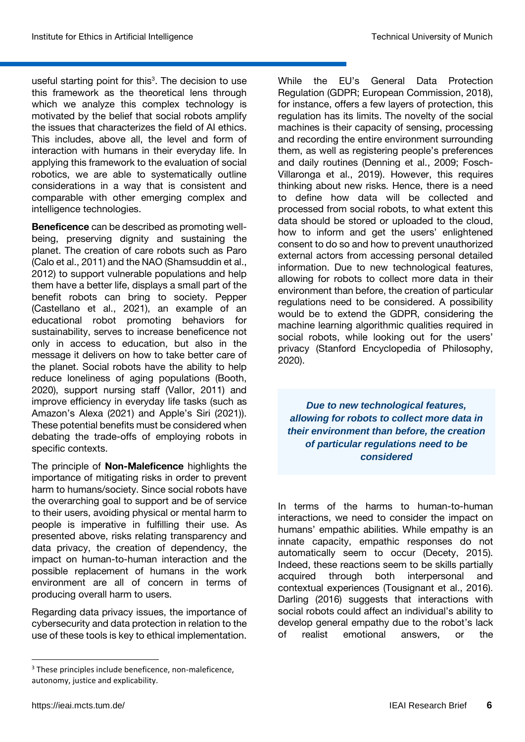useful starting point for this[3]. The decision to use this framework as the theoretical lens through which we analyze this complex technology is motivated by the belief that social robots amplify the issues that characterizes the field of AI ethics. This includes, above all, the level and form of interaction with humans in their everyday life. In applying this framework to the evaluation of social robotics, we are able to systematically outline considerations in a way that is consistent and comparable with other emerging complex and intelligence technologies.

**Beneficence** can be described as promoting well-being, preserving dignity and sustaining the planet. The creation of care robots such as Paro (Calo et al., 2011) and the NAO (Shamsuddin et al., 2012) to support vulnerable populations and help them have a better life, displays a small part of the benefit robots can bring to society. Pepper (Castellano et al., 2021), an example of an educational robot promoting behaviors for sustainability, serves to increase beneficence not only in access to education, but also in the message it delivers on how to take better care of the planet. Social robots have the ability to help reduce loneliness of aging populations (Booth, 2020), support nursing staff (Vallor, 2011) and improve efficiency in everyday life tasks (such as Amazon's Alexa (2021) and Apple's Siri (2021)). These potential benefits must be considered when debating the trade-offs of employing robots in specific contexts.

The principle of **Non-Maleficence** highlights the importance of mitigating risks in order to prevent harm to humans/society. Since social robots have the overarching goal to support and be of service to their users, avoiding physical or mental harm to people is imperative in fulfilling their use. As presented above, risks relating transparency and data privacy, the creation of dependency, the impact on human-to-human interaction and the possible replacement of humans in the work environment are all of concern in terms of producing overall harm to users.

Regarding data privacy issues, the importance of cybersecurity and data protection in relation to the use of these tools is key to ethical implementation. While the EU's General Data Protection Regulation (GDPR; European Commission, 2018), for instance, offers a few layers of protection, this regulation has its limits. The novelty of the social machines is their capacity of sensing, processing and recording the entire environment surrounding them, as well as registering people's preferences and daily routines (Denning et al., 2009; Fosch-Villaronga et al., 2019). However, this requires thinking about new risks. Hence, there is a need to define how data will be collected and processed from social robots, to what extent this data should be stored or uploaded to the cloud, how to inform and get the users' enlightened consent to do so and how to prevent unauthorized external actors from accessing personal detailed information. Due to new technological features, allowing for robots to collect more data in their environment than before, the creation of particular regulations need to be considered. A possibility would be to extend the GDPR, considering the machine learning algorithmic qualities required in social robots, while looking out for the users' privacy (Stanford Encyclopedia of Philosophy, 2020).

> ***Due to new technological features, allowing for robots to collect more data in their environment than before, the creation of particular regulations need to be considered***

In terms of the harms to human-to-human interactions, we need to consider the impact on humans' empathic abilities. While empathy is an innate capacity, empathic responses do not automatically seem to occur (Decety, 2015). Indeed, these reactions seem to be skills partially acquired through both interpersonal and contextual experiences (Tousignant et al., 2016). Darling (2016) suggests that interactions with social robots could affect an individual's ability to develop general empathy due to the robot's lack of realist emotional answers, or the

[3] These principles include beneficence, non-maleficence, autonomy, justice and explicability.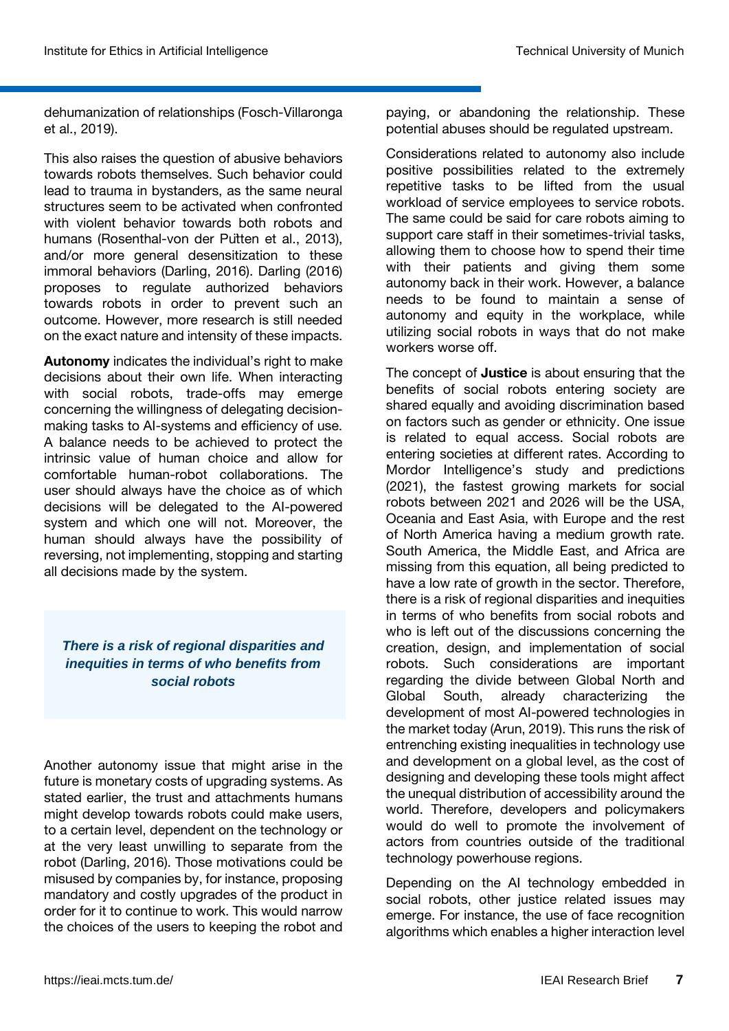dehumanization of relationships (Fosch-Villaronga et al., 2019).

This also raises the question of abusive behaviors towards robots themselves. Such behavior could lead to trauma in bystanders, as the same neural structures seem to be activated when confronted with violent behavior towards both robots and humans (Rosenthal-von der Pütten et al., 2013), and/or more general desensitization to these immoral behaviors (Darling, 2016). Darling (2016) proposes to regulate authorized behaviors towards robots in order to prevent such an outcome. However, more research is still needed on the exact nature and intensity of these impacts.

**Autonomy** indicates the individual's right to make decisions about their own life. When interacting with social robots, trade-offs may emerge concerning the willingness of delegating decision-making tasks to AI-systems and efficiency of use. A balance needs to be achieved to protect the intrinsic value of human choice and allow for comfortable human-robot collaborations. The user should always have the choice as of which decisions will be delegated to the AI-powered system and which one will not. Moreover, the human should always have the possibility of reversing, not implementing, stopping and starting all decisions made by the system.

> ***There is a risk of regional disparities and inequities in terms of who benefits from social robots***

Another autonomy issue that might arise in the future is monetary costs of upgrading systems. As stated earlier, the trust and attachments humans might develop towards robots could make users, to a certain level, dependent on the technology or at the very least unwilling to separate from the robot (Darling, 2016). Those motivations could be misused by companies by, for instance, proposing mandatory and costly upgrades of the product in order for it to continue to work. This would narrow the choices of the users to keeping the robot and paying, or abandoning the relationship. These potential abuses should be regulated upstream.

Considerations related to autonomy also include positive possibilities related to the extremely repetitive tasks to be lifted from the usual workload of service employees to service robots. The same could be said for care robots aiming to support care staff in their sometimes-trivial tasks, allowing them to choose how to spend their time with their patients and giving them some autonomy back in their work. However, a balance needs to be found to maintain a sense of autonomy and equity in the workplace, while utilizing social robots in ways that do not make workers worse off.

The concept of **Justice** is about ensuring that the benefits of social robots entering society are shared equally and avoiding discrimination based on factors such as gender or ethnicity. One issue is related to equal access. Social robots are entering societies at different rates. According to Mordor Intelligence's study and predictions (2021), the fastest growing markets for social robots between 2021 and 2026 will be the USA, Oceania and East Asia, with Europe and the rest of North America having a medium growth rate. South America, the Middle East, and Africa are missing from this equation, all being predicted to have a low rate of growth in the sector. Therefore, there is a risk of regional disparities and inequities in terms of who benefits from social robots and who is left out of the discussions concerning the creation, design, and implementation of social robots. Such considerations are important regarding the divide between Global North and Global South, already characterizing the development of most AI-powered technologies in the market today (Arun, 2019). This runs the risk of entrenching existing inequalities in technology use and development on a global level, as the cost of designing and developing these tools might affect the unequal distribution of accessibility around the world. Therefore, developers and policymakers would do well to promote the involvement of actors from countries outside of the traditional technology powerhouse regions.

Depending on the AI technology embedded in social robots, other justice related issues may emerge. For instance, the use of face recognition algorithms which enables a higher interaction level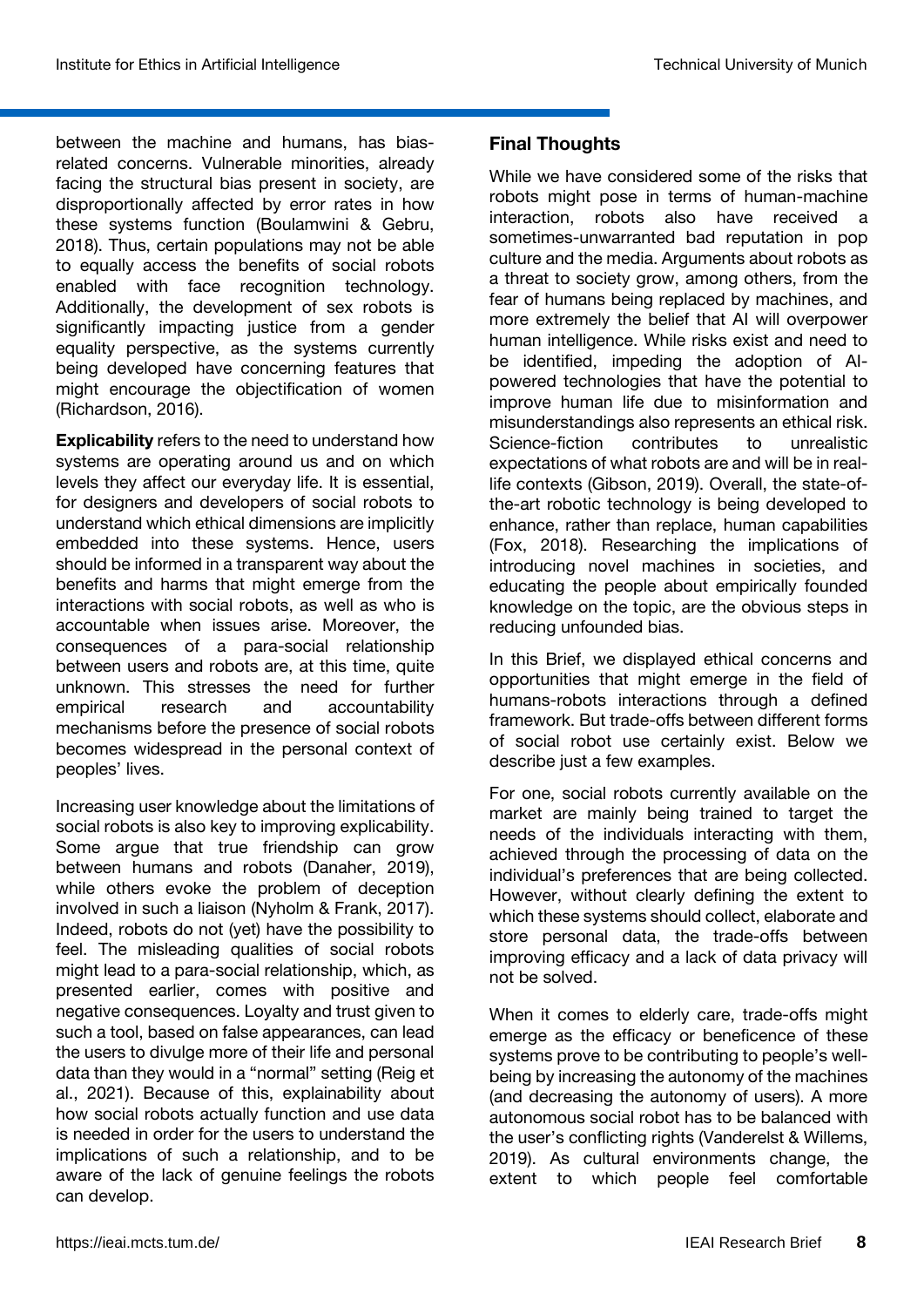between the machine and humans, has bias-related concerns. Vulnerable minorities, already facing the structural bias present in society, are disproportionally affected by error rates in how these systems function (Boulamwini & Gebru, 2018). Thus, certain populations may not be able to equally access the benefits of social robots enabled with face recognition technology. Additionally, the development of sex robots is significantly impacting justice from a gender equality perspective, as the systems currently being developed have concerning features that might encourage the objectification of women (Richardson, 2016).

**Explicability** refers to the need to understand how systems are operating around us and on which levels they affect our everyday life. It is essential, for designers and developers of social robots to understand which ethical dimensions are implicitly embedded into these systems. Hence, users should be informed in a transparent way about the benefits and harms that might emerge from the interactions with social robots, as well as who is accountable when issues arise. Moreover, the consequences of a para-social relationship between users and robots are, at this time, quite unknown. This stresses the need for further empirical research and accountability mechanisms before the presence of social robots becomes widespread in the personal context of peoples' lives.

Increasing user knowledge about the limitations of social robots is also key to improving explicability. Some argue that true friendship can grow between humans and robots (Danaher, 2019), while others evoke the problem of deception involved in such a liaison (Nyholm & Frank, 2017). Indeed, robots do not (yet) have the possibility to feel. The misleading qualities of social robots might lead to a para-social relationship, which, as presented earlier, comes with positive and negative consequences. Loyalty and trust given to such a tool, based on false appearances, can lead the users to divulge more of their life and personal data than they would in a "normal" setting (Reig et al., 2021). Because of this, explainability about how social robots actually function and use data is needed in order for the users to understand the implications of such a relationship, and to be aware of the lack of genuine feelings the robots can develop.

## Final Thoughts

While we have considered some of the risks that robots might pose in terms of human-machine interaction, robots also have received a sometimes-unwarranted bad reputation in pop culture and the media. Arguments about robots as a threat to society grow, among others, from the fear of humans being replaced by machines, and more extremely the belief that AI will overpower human intelligence. While risks exist and need to be identified, impeding the adoption of AI-powered technologies that have the potential to improve human life due to misinformation and misunderstandings also represents an ethical risk. Science-fiction contributes to unrealistic expectations of what robots are and will be in real-life contexts (Gibson, 2019). Overall, the state-of-the-art robotic technology is being developed to enhance, rather than replace, human capabilities (Fox, 2018). Researching the implications of introducing novel machines in societies, and educating the people about empirically founded knowledge on the topic, are the obvious steps in reducing unfounded bias.

In this Brief, we displayed ethical concerns and opportunities that might emerge in the field of humans-robots interactions through a defined framework. But trade-offs between different forms of social robot use certainly exist. Below we describe just a few examples.

For one, social robots currently available on the market are mainly being trained to target the needs of the individuals interacting with them, achieved through the processing of data on the individual's preferences that are being collected. However, without clearly defining the extent to which these systems should collect, elaborate and store personal data, the trade-offs between improving efficacy and a lack of data privacy will not be solved.

When it comes to elderly care, trade-offs might emerge as the efficacy or beneficence of these systems prove to be contributing to people's well-being by increasing the autonomy of the machines (and decreasing the autonomy of users). A more autonomous social robot has to be balanced with the user's conflicting rights (Vanderelst & Willems, 2019). As cultural environments change, the extent to which people feel comfortable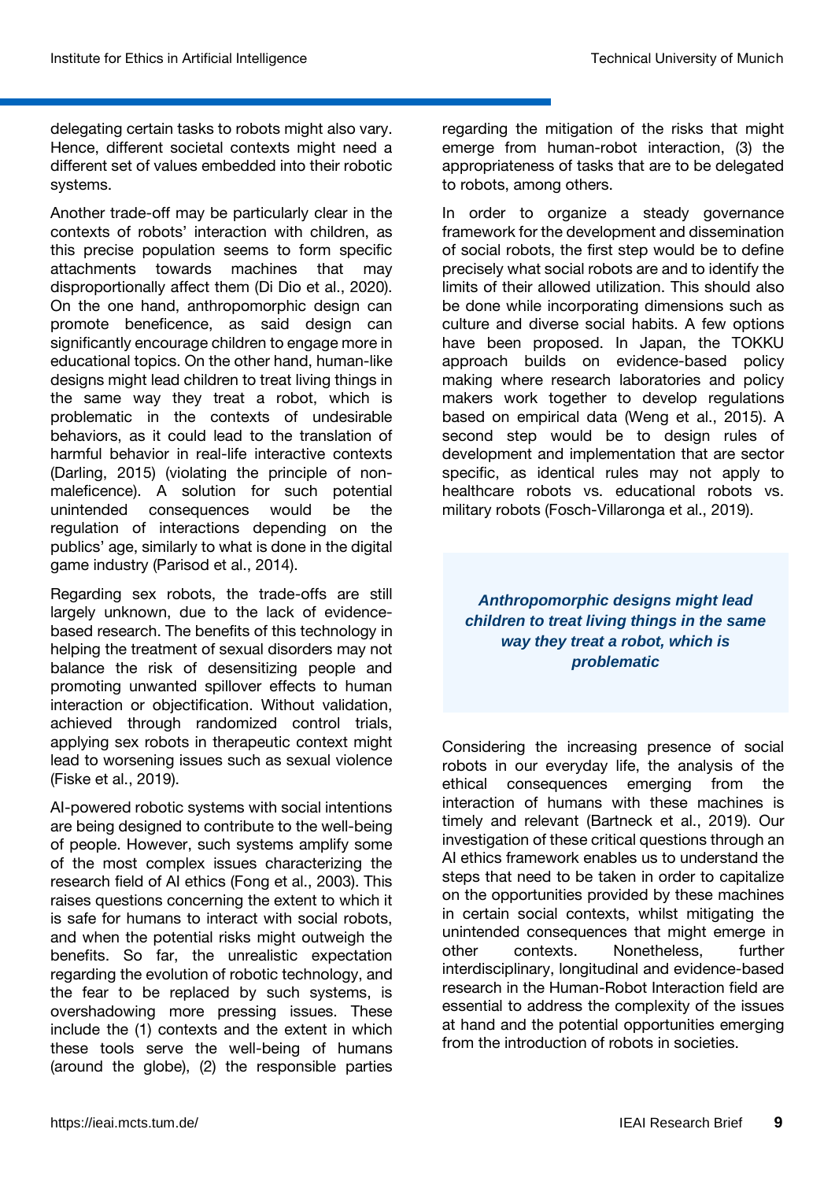delegating certain tasks to robots might also vary. Hence, different societal contexts might need a different set of values embedded into their robotic systems.

Another trade-off may be particularly clear in the contexts of robots' interaction with children, as this precise population seems to form specific attachments towards machines that may disproportionally affect them (Di Dio et al., 2020). On the one hand, anthropomorphic design can promote beneficence, as said design can significantly encourage children to engage more in educational topics. On the other hand, human-like designs might lead children to treat living things in the same way they treat a robot, which is problematic in the contexts of undesirable behaviors, as it could lead to the translation of harmful behavior in real-life interactive contexts (Darling, 2015) (violating the principle of non-maleficence). A solution for such potential unintended consequences would be the regulation of interactions depending on the publics' age, similarly to what is done in the digital game industry (Parisod et al., 2014).

Regarding sex robots, the trade-offs are still largely unknown, due to the lack of evidence-based research. The benefits of this technology in helping the treatment of sexual disorders may not balance the risk of desensitizing people and promoting unwanted spillover effects to human interaction or objectification. Without validation, achieved through randomized control trials, applying sex robots in therapeutic context might lead to worsening issues such as sexual violence (Fiske et al., 2019).

AI-powered robotic systems with social intentions are being designed to contribute to the well-being of people. However, such systems amplify some of the most complex issues characterizing the research field of AI ethics (Fong et al., 2003). This raises questions concerning the extent to which it is safe for humans to interact with social robots, and when the potential risks might outweigh the benefits. So far, the unrealistic expectation regarding the evolution of robotic technology, and the fear to be replaced by such systems, is overshadowing more pressing issues. These include the (1) contexts and the extent in which these tools serve the well-being of humans (around the globe), (2) the responsible parties regarding the mitigation of the risks that might emerge from human-robot interaction, (3) the appropriateness of tasks that are to be delegated to robots, among others.

In order to organize a steady governance framework for the development and dissemination of social robots, the first step would be to define precisely what social robots are and to identify the limits of their allowed utilization. This should also be done while incorporating dimensions such as culture and diverse social habits. A few options have been proposed. In Japan, the TOKKU approach builds on evidence-based policy making where research laboratories and policy makers work together to develop regulations based on empirical data (Weng et al., 2015). A second step would be to design rules of development and implementation that are sector specific, as identical rules may not apply to healthcare robots vs. educational robots vs. military robots (Fosch-Villaronga et al., 2019).

> ***Anthropomorphic designs might lead children to treat living things in the same way they treat a robot, which is problematic***

Considering the increasing presence of social robots in our everyday life, the analysis of the ethical consequences emerging from the interaction of humans with these machines is timely and relevant (Bartneck et al., 2019). Our investigation of these critical questions through an AI ethics framework enables us to understand the steps that need to be taken in order to capitalize on the opportunities provided by these machines in certain social contexts, whilst mitigating the unintended consequences that might emerge in other contexts. Nonetheless, further interdisciplinary, longitudinal and evidence-based research in the Human-Robot Interaction field are essential to address the complexity of the issues at hand and the potential opportunities emerging from the introduction of robots in societies.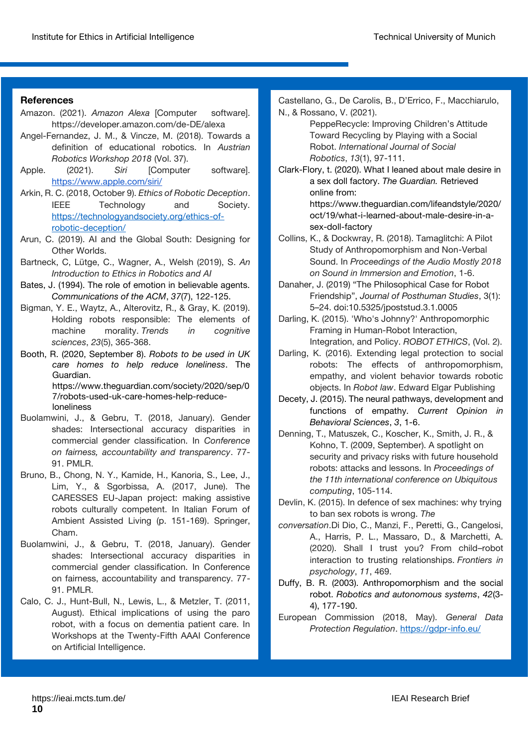## References

Amazon. (2021). *Amazon Alexa* [Computer software]. https://developer.amazon.com/de-DE/alexa

Angel-Fernandez, J. M., & Vincze, M. (2018). Towards a definition of educational robotics. In *Austrian Robotics Workshop 2018* (Vol. 37).

Apple. (2021). *Siri* [Computer software]. https://www.apple.com/siri/

Arkin, R. C. (2018, October 9). *Ethics of Robotic Deception*. IEEE Technology and Society. https://technologyandsociety.org/ethics-of-robotic-deception/

Arun, C. (2019). AI and the Global South: Designing for Other Worlds.

Bartneck, C, Lütge, C., Wagner, A., Welsh (2019), S. *An Introduction to Ethics in Robotics and AI*

Bates, J. (1994). The role of emotion in believable agents. *Communications of the ACM*, *37*(7), 122-125.

Bigman, Y. E., Waytz, A., Alterovitz, R., & Gray, K. (2019). Holding robots responsible: The elements of machine morality. *Trends in cognitive sciences*, *23*(5), 365-368.

Booth, R. (2020, September 8). *Robots to be used in UK care homes to help reduce loneliness*. The Guardian. https://www.theguardian.com/society/2020/sep/07/robots-used-uk-care-homes-help-reduce-loneliness

Buolamwini, J., & Gebru, T. (2018, January). Gender shades: Intersectional accuracy disparities in commercial gender classification. In *Conference on fairness, accountability and transparency*. 77-91. PMLR.

Bruno, B., Chong, N. Y., Kamide, H., Kanoria, S., Lee, J., Lim, Y., & Sgorbissa, A. (2017, June). The CARESSES EU-Japan project: making assistive robots culturally competent. In Italian Forum of Ambient Assisted Living (p. 151-169). Springer, Cham.

Buolamwini, J., & Gebru, T. (2018, January). Gender shades: Intersectional accuracy disparities in commercial gender classification. In Conference on fairness, accountability and transparency. 77-91. PMLR.

Calo, C. J., Hunt-Bull, N., Lewis, L., & Metzler, T. (2011, August). Ethical implications of using the paro robot, with a focus on dementia patient care. In Workshops at the Twenty-Fifth AAAI Conference on Artificial Intelligence.

Castellano, G., De Carolis, B., D'Errico, F., Macchiarulo, N., & Rossano, V. (2021). PeppeRecycle: Improving Children's Attitude Toward Recycling by Playing with a Social Robot. *International Journal of Social Robotics*, *13*(1), 97-111.

Clark-Flory, t. (2020). What I leaned about male desire in a sex doll factory. *The Guardian.* Retrieved online from: https://www.theguardian.com/lifeandstyle/2020/oct/19/what-i-learned-about-male-desire-in-a-sex-doll-factory

Collins, K., & Dockwray, R. (2018). Tamaglitchi: A Pilot Study of Anthropomorphism and Non-Verbal Sound. In *Proceedings of the Audio Mostly 2018 on Sound in Immersion and Emotion*, 1-6.

Danaher, J. (2019) "The Philosophical Case for Robot Friendship", *Journal of Posthuman Studies*, 3(1): 5–24. doi:10.5325/jpoststud.3.1.0005

Darling, K. (2015). 'Who's Johnny?' Anthropomorphic Framing in Human-Robot Interaction, Integration, and Policy. *ROBOT ETHICS*, (Vol. 2).

Darling, K. (2016). Extending legal protection to social robots: The effects of anthropomorphism, empathy, and violent behavior towards robotic objects. In *Robot law*. Edward Elgar Publishing

Decety, J. (2015). The neural pathways, development and functions of empathy. *Current Opinion in Behavioral Sciences*, *3*, 1-6.

Denning, T., Matuszek, C., Koscher, K., Smith, J. R., & Kohno, T. (2009, September). A spotlight on security and privacy risks with future household robots: attacks and lessons. In *Proceedings of the 11th international conference on Ubiquitous computing*, 105-114.

Devlin, K. (2015). In defence of sex machines: why trying to ban sex robots is wrong. *The conversation*.

Di Dio, C., Manzi, F., Peretti, G., Cangelosi, A., Harris, P. L., Massaro, D., & Marchetti, A. (2020). Shall I trust you? From child–robot interaction to trusting relationships. *Frontiers in psychology*, *11*, 469.

Duffy, B. R. (2003). Anthropomorphism and the social robot. *Robotics and autonomous systems*, *42*(3-4), 177-190.

European Commission (2018, May). *General Data Protection Regulation*. https://gdpr-info.eu/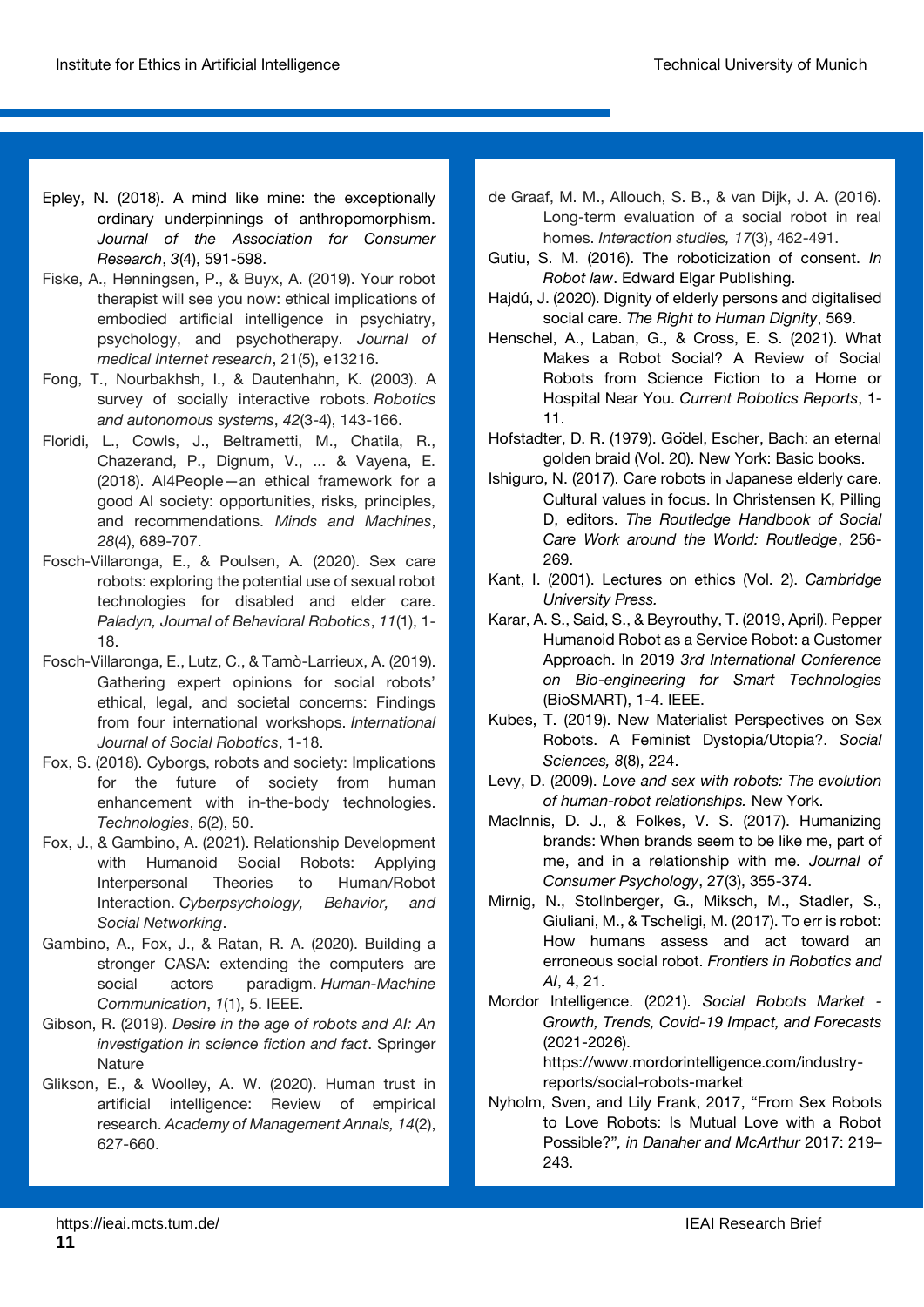Epley, N. (2018). A mind like mine: the exceptionally ordinary underpinnings of anthropomorphism. *Journal of the Association for Consumer Research*, *3*(4), 591-598.

Fiske, A., Henningsen, P., & Buyx, A. (2019). Your robot therapist will see you now: ethical implications of embodied artificial intelligence in psychiatry, psychology, and psychotherapy. *Journal of medical Internet research*, 21(5), e13216.

Fong, T., Nourbakhsh, I., & Dautenhahn, K. (2003). A survey of socially interactive robots. *Robotics and autonomous systems*, *42*(3-4), 143-166.

Floridi, L., Cowls, J., Beltrametti, M., Chatila, R., Chazerand, P., Dignum, V., ... & Vayena, E. (2018). AI4People—an ethical framework for a good AI society: opportunities, risks, principles, and recommendations. *Minds and Machines*, *28*(4), 689-707.

Fosch-Villaronga, E., & Poulsen, A. (2020). Sex care robots: exploring the potential use of sexual robot technologies for disabled and elder care. *Paladyn, Journal of Behavioral Robotics*, *11*(1), 1-18.

Fosch-Villaronga, E., Lutz, C., & Tamò-Larrieux, A. (2019). Gathering expert opinions for social robots' ethical, legal, and societal concerns: Findings from four international workshops. *International Journal of Social Robotics*, 1-18.

Fox, S. (2018). Cyborgs, robots and society: Implications for the future of society from human enhancement with in-the-body technologies. *Technologies*, *6*(2), 50.

Fox, J., & Gambino, A. (2021). Relationship Development with Humanoid Social Robots: Applying Interpersonal Theories to Human/Robot Interaction. *Cyberpsychology, Behavior, and Social Networking*.

Gambino, A., Fox, J., & Ratan, R. A. (2020). Building a stronger CASA: extending the computers are social actors paradigm. *Human-Machine Communication*, *1*(1), 5. IEEE.

Gibson, R. (2019). *Desire in the age of robots and AI: An investigation in science fiction and fact*. Springer Nature

Glikson, E., & Woolley, A. W. (2020). Human trust in artificial intelligence: Review of empirical research. *Academy of Management Annals, 14*(2), 627-660.

de Graaf, M. M., Allouch, S. B., & van Dijk, J. A. (2016). Long-term evaluation of a social robot in real homes. *Interaction studies, 17*(3), 462-491.

Gutiu, S. M. (2016). The roboticization of consent. *In Robot law*. Edward Elgar Publishing.

Hajdú, J. (2020). Dignity of elderly persons and digitalised social care. *The Right to Human Dignity*, 569.

Henschel, A., Laban, G., & Cross, E. S. (2021). What Makes a Robot Social? A Review of Social Robots from Science Fiction to a Home or Hospital Near You. *Current Robotics Reports*, 1-11.

Hofstadter, D. R. (1979). Gödel, Escher, Bach: an eternal golden braid (Vol. 20). New York: Basic books.

Ishiguro, N. (2017). Care robots in Japanese elderly care. Cultural values in focus. In Christensen K, Pilling D, editors. *The Routledge Handbook of Social Care Work around the World: Routledge*, 256-269.

Kant, I. (2001). Lectures on ethics (Vol. 2). *Cambridge University Press.*

Karar, A. S., Said, S., & Beyrouthy, T. (2019, April). Pepper Humanoid Robot as a Service Robot: a Customer Approach. In 2019 *3rd International Conference on Bio-engineering for Smart Technologies* (BioSMART), 1-4. IEEE.

Kubes, T. (2019). New Materialist Perspectives on Sex Robots. A Feminist Dystopia/Utopia?. *Social Sciences, 8*(8), 224.

Levy, D. (2009). *Love and sex with robots: The evolution of human-robot relationships.* New York.

MacInnis, D. J., & Folkes, V. S. (2017). Humanizing brands: When brands seem to be like me, part of me, and in a relationship with me. *Journal of Consumer Psychology*, 27(3), 355-374.

Mirnig, N., Stollnberger, G., Miksch, M., Stadler, S., Giuliani, M., & Tscheligi, M. (2017). To err is robot: How humans assess and act toward an erroneous social robot. *Frontiers in Robotics and AI*, 4, 21.

Mordor Intelligence. (2021). *Social Robots Market - Growth, Trends, Covid-19 Impact, and Forecasts* (2021-2026). https://www.mordorintelligence.com/industry-reports/social-robots-market

Nyholm, Sven, and Lily Frank, 2017, "From Sex Robots to Love Robots: Is Mutual Love with a Robot Possible?"*, in Danaher and McArthur* 2017: 219–243.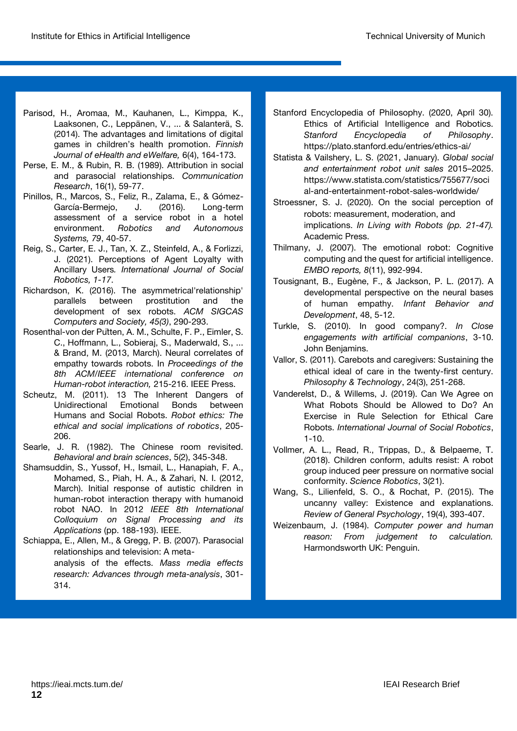Parisod, H., Aromaa, M., Kauhanen, L., Kimppa, K., Laaksonen, C., Leppänen, V., ... & Salanterä, S. (2014). The advantages and limitations of digital games in children's health promotion. *Finnish Journal of eHealth and eWelfare,* 6(4), 164-173.

Perse, E. M., & Rubin, R. B. (1989). Attribution in social and parasocial relationships. *Communication Research*, 16(1), 59-77.

Pinillos, R., Marcos, S., Feliz, R., Zalama, E., & Gómez-García-Bermejo, J. (2016). Long-term assessment of a service robot in a hotel environment. *Robotics and Autonomous Systems, 79*, 40-57.

Reig, S., Carter, E. J., Tan, X. Z., Steinfeld, A., & Forlizzi, J. (2021). Perceptions of Agent Loyalty with Ancillary Users*. International Journal of Social Robotics, 1-17*.

Richardson, K. (2016). The asymmetrical'relationship' parallels between prostitution and the development of sex robots. *ACM SIGCAS Computers and Society, 45(3)*, 290-293.

Rosenthal-von der Pütten, A. M., Schulte, F. P., Eimler, S. C., Hoffmann, L., Sobieraj, S., Maderwald, S., ... & Brand, M. (2013, March). Neural correlates of empathy towards robots. In *Proceedings of the 8th ACM/IEEE international conference on Human-robot interaction,* 215-216. IEEE Press.

Scheutz, M. (2011). 13 The Inherent Dangers of Unidirectional Emotional Bonds between Humans and Social Robots. *Robot ethics: The ethical and social implications of robotics*, 205-206.

Searle, J. R. (1982). The Chinese room revisited. *Behavioral and brain sciences*, 5(2), 345-348.

Shamsuddin, S., Yussof, H., Ismail, L., Hanapiah, F. A., Mohamed, S., Piah, H. A., & Zahari, N. I. (2012, March). Initial response of autistic children in human-robot interaction therapy with humanoid robot NAO. In 2012 *IEEE 8th International Colloquium on Signal Processing and its Applications* (pp. 188-193). IEEE.

Schiappa, E., Allen, M., & Gregg, P. B. (2007). Parasocial relationships and television: A meta-analysis of the effects. *Mass media effects research: Advances through meta-analysis*, 301-314.

Stanford Encyclopedia of Philosophy. (2020, April 30). Ethics of Artificial Intelligence and Robotics. *Stanford Encyclopedia of Philosophy*. https://plato.stanford.edu/entries/ethics-ai/

Statista & Vailshery, L. S. (2021, January). *Global social and entertainment robot unit sales* 2015–2025. https://www.statista.com/statistics/755677/social-and-entertainment-robot-sales-worldwide/

Stroessner, S. J. (2020). On the social perception of robots: measurement, moderation, and implications. *In Living with Robots (pp. 21-47).* Academic Press.

Thilmany, J. (2007). The emotional robot: Cognitive computing and the quest for artificial intelligence. *EMBO reports, 8*(11), 992-994.

Tousignant, B., Eugène, F., & Jackson, P. L. (2017). A developmental perspective on the neural bases of human empathy. *Infant Behavior and Development*, 48, 5-12.

Turkle, S. (2010). In good company?. *In Close engagements with artificial companions*, 3-10. John Benjamins.

Vallor, S. (2011). Carebots and caregivers: Sustaining the ethical ideal of care in the twenty-first century. *Philosophy & Technology*, 24(3), 251-268.

Vanderelst, D., & Willems, J. (2019). Can We Agree on What Robots Should be Allowed to Do? An Exercise in Rule Selection for Ethical Care Robots. *International Journal of Social Robotics*, 1-10.

Vollmer, A. L., Read, R., Trippas, D., & Belpaeme, T. (2018). Children conform, adults resist: A robot group induced peer pressure on normative social conformity. *Science Robotics*, 3(21).

Wang, S., Lilienfeld, S. O., & Rochat, P. (2015). The uncanny valley: Existence and explanations. *Review of General Psychology*, 19(4), 393-407.

Weizenbaum, J. (1984). *Computer power and human reason: From judgement to calculation.* Harmondsworth UK: Penguin.